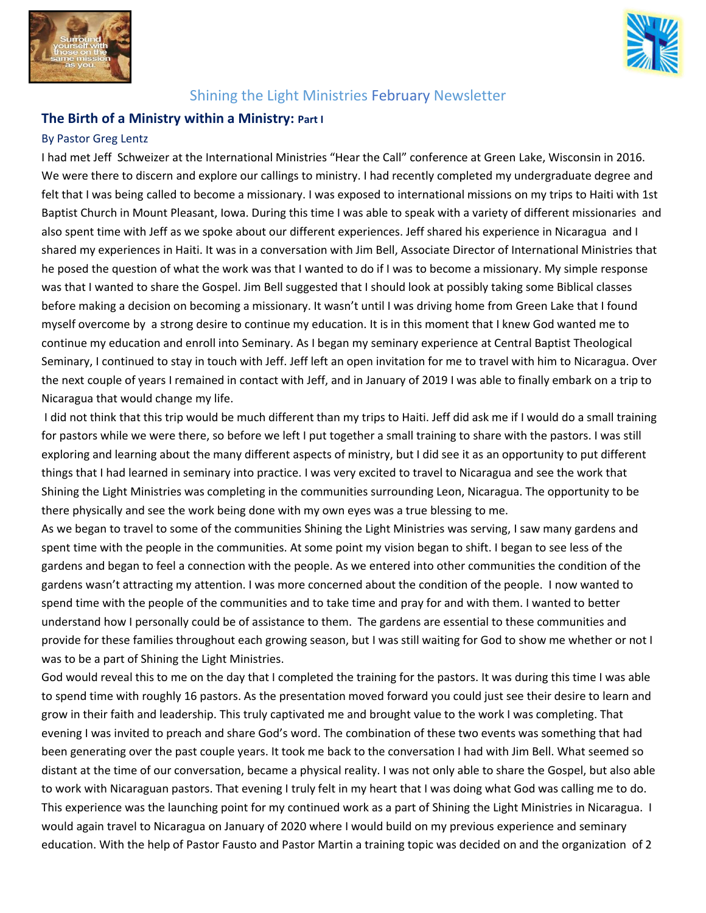Shining the Light Ministries February Newsletter

## The Birth of a Ministry within a Ministry: Part I

By Pastor Greg Lentz

I had met Jeff Schweizer at the International Ministries "Hear the Call" conference at Green Lake, Wisconsin in 2016. We were there to discern and explore our callings to ministry. I had recently completed my undergraduate degree and felt that I was being called to become a missionary. I was exposed to international missions on my trips to Haiti with 1st Baptist Church in Mount Pleasant, Iowa. During this time I was able to speak with a variety of different missionaries and also spent time with Jeff as we spoke about our different experiences. Jeff shared his experience in Nicaragua and I shared my experiences in Haiti. It was in a conversation with Jim Bell, Associate Director of International Ministries that he posed the question of what the work was that I wanted to do if I was to become a missionary. My simple response was that I wanted to share the Gospel. Jim Bell suggested that I should look at possibly taking some Biblical classes before making a decision on becoming a missionary. It wasn't until I was driving home from Green Lake that I found myself overcome by a strong desire to continue my education. It is in this moment that I knew God wanted me to continue my education and enroll into Seminary. As I began my seminary experience at Central Baptist Theological Seminary, I continued to stay in touch with Jeff. Jeff left an open invitation for me to travel with him to Nicaragua. Over the next couple of years I remained in contact with Jeff, and in January of 2019 I was able to finally embark on a trip to Nicaragua that would change my life.

I did not think that this trip would be much different than my trips to Haiti. Jeff did ask me if I would do a small training for pastors while we were there, so before we left I put together a small training to share with the pastors. I was still exploring and learning about the many different aspects of ministry, but I did see it as an opportunity to put different things that I had learned in seminary into practice. I was very excited to travel to Nicaragua and see the work that Shining the Light Ministries was completing in the communities surrounding Leon, Nicaragua. The opportunity to be there physically and see the work being done with my own eyes was a true blessing to me.

As we began to travel to some of the communities Shining the Light Ministries was serving, I saw many gardens and spent time with the people in the communities. At some point my vision began to shift. I began to see less of the gardens and began to feel a connection with the people. As we entered into other communities the condition of the gardens wasn't attracting my attention. I was more concerned about the condition of the people. I now wanted to spend time with the people of the communities and to take time and pray for and with them. I wanted to better understand how I personally could be of assistance to them. The gardens are essential to these communities and provide for these families throughout each growing season, but I was still waiting for God to show me whether or not I was to be a part of Shining the Light Ministries.

God would reveal this to me on the day that I completed the training for the pastors. It was during this time I was able to spend time with roughly 16 pastors. As the presentation moved forward you could just see their desire to learn and grow in their faith and leadership. This truly captivated me and brought value to the work I was completing. That evening I was invited to preach and share God's word. The combination of these two events was something that had been generating over the past couple years. It took me back to the conversation I had with Jim Bell. What seemed so distant at the time of our conversation, became a physical reality. I was not only able to share the Gospel, but also able to work with Nicaraguan pastors. That evening I truly felt in my heart that I was doing what God was calling me to do. This experience was the launching point for my continued work as a part of Shining the Light Ministries in Nicaragua. I would again travel to Nicaragua on January of 2020 where I would build on my previous experience and seminary education. With the help of Pastor Fausto and Pastor Martin a training topic was decided on and the organization of 2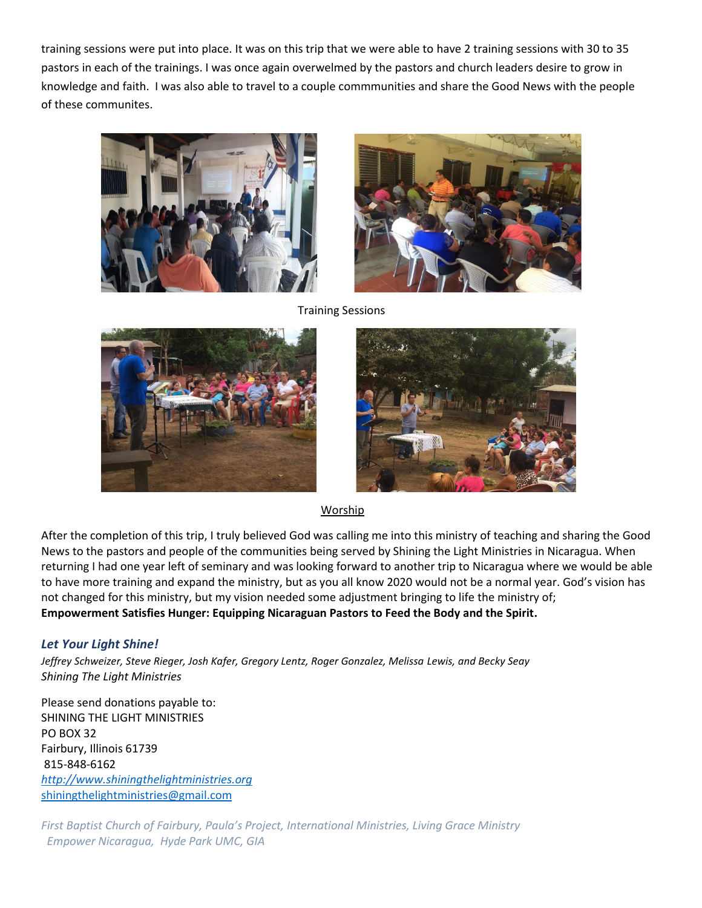training sessions were put into place. It was on this trip that we were able to have 2 training sessions with 30 to 35 pastors in each of the trainings. I was once again overwelmed by the pastors and church leaders desire to grow in knowledge and faith. I was also able to travel to a couple commmunities and share the Good News with the people of these communites.

Training Sessions

Worship

After the completion of this trip, I truly believed God was calling me into this ministry of teaching and sharing the Good News to the pastors and people of the communities being served by Shining the Light Ministries in Nicaragua. When returning I had one year left of seminary and was looking forward to another trip to Nicaragua where we would be able to have more training and expand the ministry, but as you all know 2020 would not be a normal year. God's vision has not changed for this ministry, but my vision needed some adjustment bringing to life the ministry of;
**Empowerment Satisfies Hunger: Equipping Nicaraguan Pastors to Feed the Body and the Spirit.**

***Let Your Light Shine!***

*Jeffrey Schweizer, Steve Rieger, Josh Kafer, Gregory Lentz, Roger Gonzalez, Melissa Lewis, and Becky Seay*
*Shining The Light Ministries*

Please send donations payable to:
SHINING THE LIGHT MINISTRIES
PO BOX 32
Fairbury, Illinois 61739
815-848-6162
*http://www.shiningthelightministries.org*
shiningthelightministries@gmail.com

*First Baptist Church of Fairbury, Paula's Project, International Ministries, Living Grace Ministry Empower Nicaragua, Hyde Park UMC, GIA*